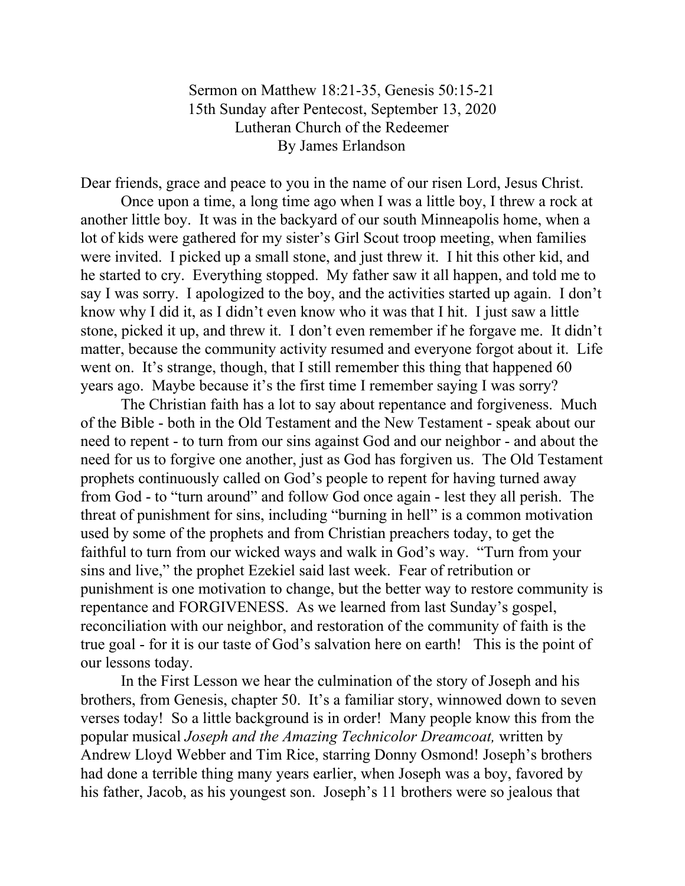Sermon on Matthew 18:21-35, Genesis 50:15-21
15th Sunday after Pentecost, September 13, 2020
Lutheran Church of the Redeemer
By James Erlandson

Dear friends, grace and peace to you in the name of our risen Lord, Jesus Christ.

Once upon a time, a long time ago when I was a little boy, I threw a rock at another little boy. It was in the backyard of our south Minneapolis home, when a lot of kids were gathered for my sister's Girl Scout troop meeting, when families were invited. I picked up a small stone, and just threw it. I hit this other kid, and he started to cry. Everything stopped. My father saw it all happen, and told me to say I was sorry. I apologized to the boy, and the activities started up again. I don't know why I did it, as I didn't even know who it was that I hit. I just saw a little stone, picked it up, and threw it. I don't even remember if he forgave me. It didn't matter, because the community activity resumed and everyone forgot about it. Life went on. It's strange, though, that I still remember this thing that happened 60 years ago. Maybe because it's the first time I remember saying I was sorry?

The Christian faith has a lot to say about repentance and forgiveness. Much of the Bible - both in the Old Testament and the New Testament - speak about our need to repent - to turn from our sins against God and our neighbor - and about the need for us to forgive one another, just as God has forgiven us. The Old Testament prophets continuously called on God's people to repent for having turned away from God - to "turn around" and follow God once again - lest they all perish. The threat of punishment for sins, including "burning in hell" is a common motivation used by some of the prophets and from Christian preachers today, to get the faithful to turn from our wicked ways and walk in God's way. "Turn from your sins and live," the prophet Ezekiel said last week. Fear of retribution or punishment is one motivation to change, but the better way to restore community is repentance and FORGIVENESS. As we learned from last Sunday's gospel, reconciliation with our neighbor, and restoration of the community of faith is the true goal - for it is our taste of God's salvation here on earth! This is the point of our lessons today.

In the First Lesson we hear the culmination of the story of Joseph and his brothers, from Genesis, chapter 50. It's a familiar story, winnowed down to seven verses today! So a little background is in order! Many people know this from the popular musical *Joseph and the Amazing Technicolor Dreamcoat,* written by Andrew Lloyd Webber and Tim Rice, starring Donny Osmond! Joseph's brothers had done a terrible thing many years earlier, when Joseph was a boy, favored by his father, Jacob, as his youngest son. Joseph's 11 brothers were so jealous that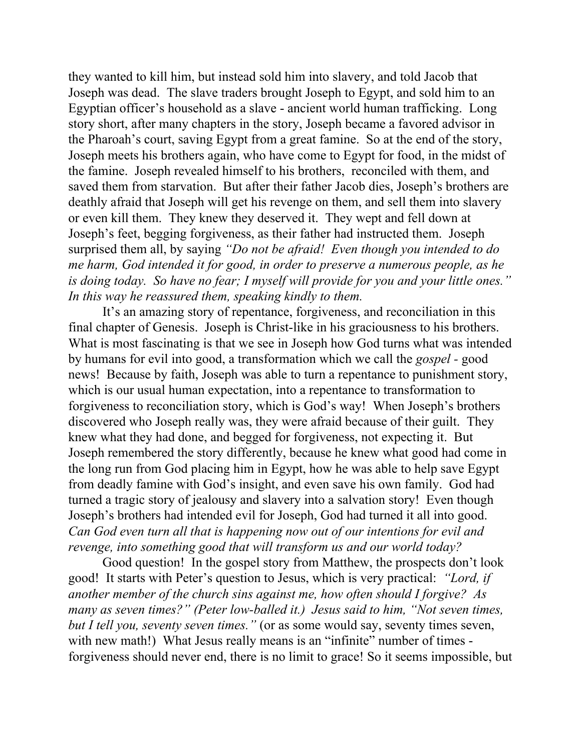they wanted to kill him, but instead sold him into slavery, and told Jacob that Joseph was dead. The slave traders brought Joseph to Egypt, and sold him to an Egyptian officer's household as a slave - ancient world human trafficking. Long story short, after many chapters in the story, Joseph became a favored advisor in the Pharoah's court, saving Egypt from a great famine. So at the end of the story, Joseph meets his brothers again, who have come to Egypt for food, in the midst of the famine. Joseph revealed himself to his brothers, reconciled with them, and saved them from starvation. But after their father Jacob dies, Joseph's brothers are deathly afraid that Joseph will get his revenge on them, and sell them into slavery or even kill them. They knew they deserved it. They wept and fell down at Joseph's feet, begging forgiveness, as their father had instructed them. Joseph surprised them all, by saying *"Do not be afraid! Even though you intended to do me harm, God intended it for good, in order to preserve a numerous people, as he is doing today. So have no fear; I myself will provide for you and your little ones." In this way he reassured them, speaking kindly to them.*

It's an amazing story of repentance, forgiveness, and reconciliation in this final chapter of Genesis. Joseph is Christ-like in his graciousness to his brothers. What is most fascinating is that we see in Joseph how God turns what was intended by humans for evil into good, a transformation which we call the *gospel* - good news! Because by faith, Joseph was able to turn a repentance to punishment story, which is our usual human expectation, into a repentance to transformation to forgiveness to reconciliation story, which is God's way! When Joseph's brothers discovered who Joseph really was, they were afraid because of their guilt. They knew what they had done, and begged for forgiveness, not expecting it. But Joseph remembered the story differently, because he knew what good had come in the long run from God placing him in Egypt, how he was able to help save Egypt from deadly famine with God's insight, and even save his own family. God had turned a tragic story of jealousy and slavery into a salvation story! Even though Joseph's brothers had intended evil for Joseph, God had turned it all into good. *Can God even turn all that is happening now out of our intentions for evil and revenge, into something good that will transform us and our world today?*

Good question! In the gospel story from Matthew, the prospects don't look good! It starts with Peter's question to Jesus, which is very practical: *"Lord, if another member of the church sins against me, how often should I forgive? As many as seven times?" (Peter low-balled it.) Jesus said to him, "Not seven times, but I tell you, seventy seven times."* (or as some would say, seventy times seven, with new math!) What Jesus really means is an "infinite" number of times - forgiveness should never end, there is no limit to grace! So it seems impossible, but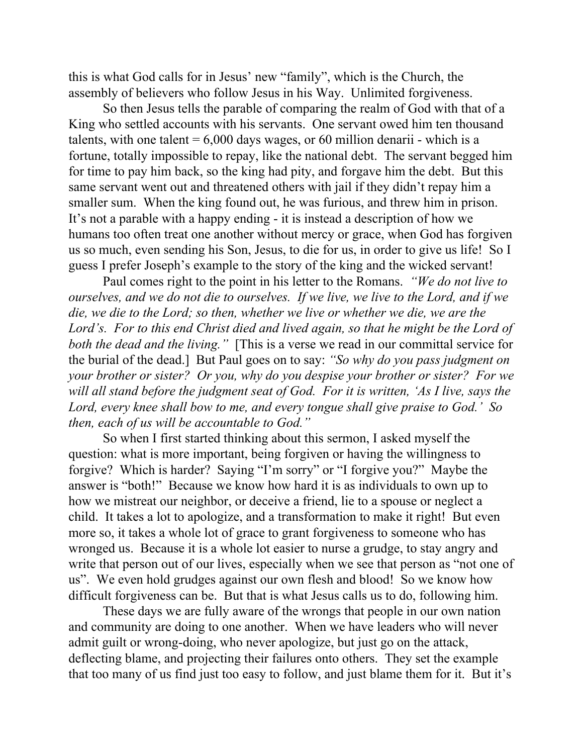this is what God calls for in Jesus' new "family", which is the Church, the assembly of believers who follow Jesus in his Way. Unlimited forgiveness.

So then Jesus tells the parable of comparing the realm of God with that of a King who settled accounts with his servants. One servant owed him ten thousand talents, with one talent = 6,000 days wages, or 60 million denarii - which is a fortune, totally impossible to repay, like the national debt. The servant begged him for time to pay him back, so the king had pity, and forgave him the debt. But this same servant went out and threatened others with jail if they didn't repay him a smaller sum. When the king found out, he was furious, and threw him in prison. It's not a parable with a happy ending - it is instead a description of how we humans too often treat one another without mercy or grace, when God has forgiven us so much, even sending his Son, Jesus, to die for us, in order to give us life! So I guess I prefer Joseph's example to the story of the king and the wicked servant!

Paul comes right to the point in his letter to the Romans. *"We do not live to ourselves, and we do not die to ourselves. If we live, we live to the Lord, and if we die, we die to the Lord; so then, whether we live or whether we die, we are the Lord's. For to this end Christ died and lived again, so that he might be the Lord of both the dead and the living."* [This is a verse we read in our committal service for the burial of the dead.] But Paul goes on to say: *"So why do you pass judgment on your brother or sister? Or you, why do you despise your brother or sister? For we will all stand before the judgment seat of God. For it is written, 'As I live, says the Lord, every knee shall bow to me, and every tongue shall give praise to God.' So then, each of us will be accountable to God."*

So when I first started thinking about this sermon, I asked myself the question: what is more important, being forgiven or having the willingness to forgive? Which is harder? Saying "I'm sorry" or "I forgive you?" Maybe the answer is "both!" Because we know how hard it is as individuals to own up to how we mistreat our neighbor, or deceive a friend, lie to a spouse or neglect a child. It takes a lot to apologize, and a transformation to make it right! But even more so, it takes a whole lot of grace to grant forgiveness to someone who has wronged us. Because it is a whole lot easier to nurse a grudge, to stay angry and write that person out of our lives, especially when we see that person as "not one of us". We even hold grudges against our own flesh and blood! So we know how difficult forgiveness can be. But that is what Jesus calls us to do, following him.

These days we are fully aware of the wrongs that people in our own nation and community are doing to one another. When we have leaders who will never admit guilt or wrong-doing, who never apologize, but just go on the attack, deflecting blame, and projecting their failures onto others. They set the example that too many of us find just too easy to follow, and just blame them for it. But it's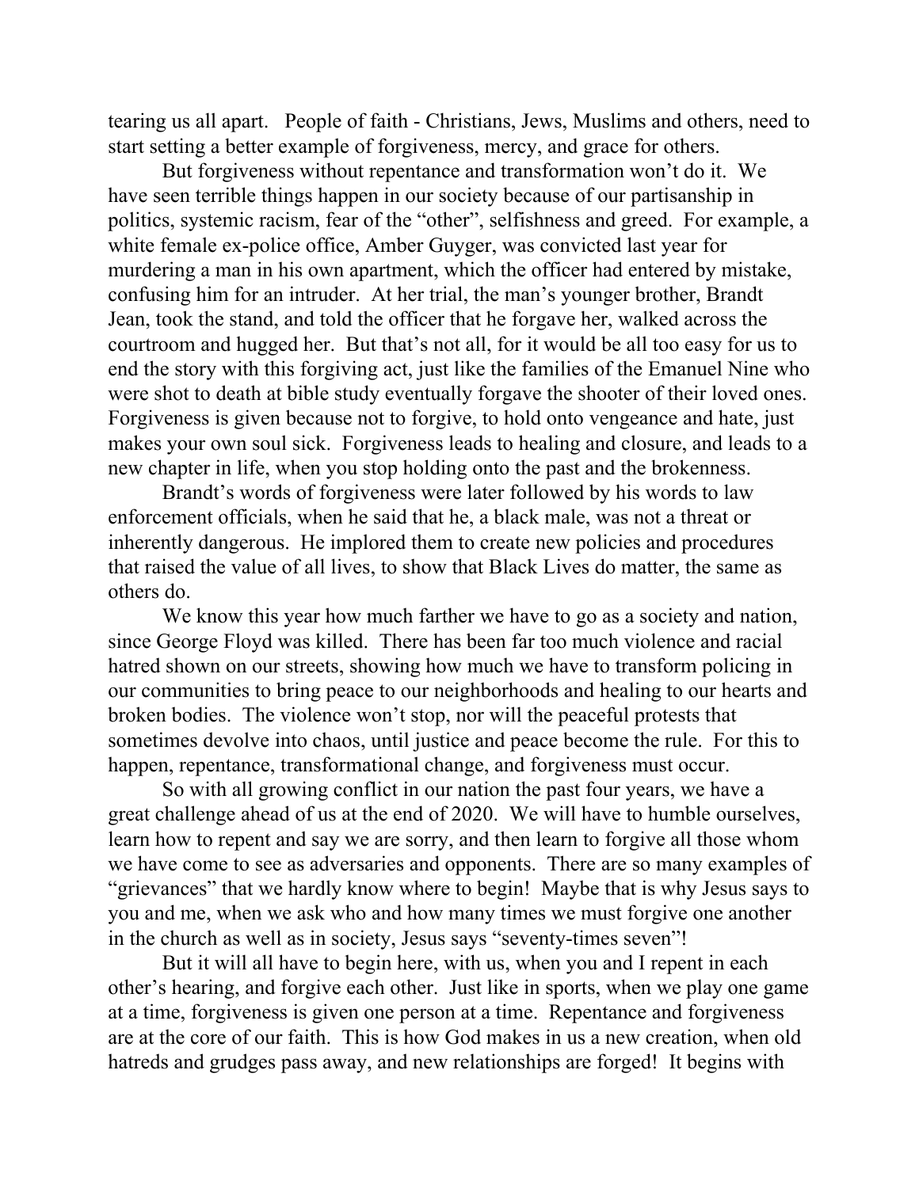tearing us all apart. People of faith - Christians, Jews, Muslims and others, need to start setting a better example of forgiveness, mercy, and grace for others.

But forgiveness without repentance and transformation won't do it. We have seen terrible things happen in our society because of our partisanship in politics, systemic racism, fear of the "other", selfishness and greed. For example, a white female ex-police office, Amber Guyger, was convicted last year for murdering a man in his own apartment, which the officer had entered by mistake, confusing him for an intruder. At her trial, the man's younger brother, Brandt Jean, took the stand, and told the officer that he forgave her, walked across the courtroom and hugged her. But that's not all, for it would be all too easy for us to end the story with this forgiving act, just like the families of the Emanuel Nine who were shot to death at bible study eventually forgave the shooter of their loved ones. Forgiveness is given because not to forgive, to hold onto vengeance and hate, just makes your own soul sick. Forgiveness leads to healing and closure, and leads to a new chapter in life, when you stop holding onto the past and the brokenness.

Brandt's words of forgiveness were later followed by his words to law enforcement officials, when he said that he, a black male, was not a threat or inherently dangerous. He implored them to create new policies and procedures that raised the value of all lives, to show that Black Lives do matter, the same as others do.

We know this year how much farther we have to go as a society and nation, since George Floyd was killed. There has been far too much violence and racial hatred shown on our streets, showing how much we have to transform policing in our communities to bring peace to our neighborhoods and healing to our hearts and broken bodies. The violence won't stop, nor will the peaceful protests that sometimes devolve into chaos, until justice and peace become the rule. For this to happen, repentance, transformational change, and forgiveness must occur.

So with all growing conflict in our nation the past four years, we have a great challenge ahead of us at the end of 2020. We will have to humble ourselves, learn how to repent and say we are sorry, and then learn to forgive all those whom we have come to see as adversaries and opponents. There are so many examples of "grievances" that we hardly know where to begin! Maybe that is why Jesus says to you and me, when we ask who and how many times we must forgive one another in the church as well as in society, Jesus says "seventy-times seven"!

But it will all have to begin here, with us, when you and I repent in each other's hearing, and forgive each other. Just like in sports, when we play one game at a time, forgiveness is given one person at a time. Repentance and forgiveness are at the core of our faith. This is how God makes in us a new creation, when old hatreds and grudges pass away, and new relationships are forged! It begins with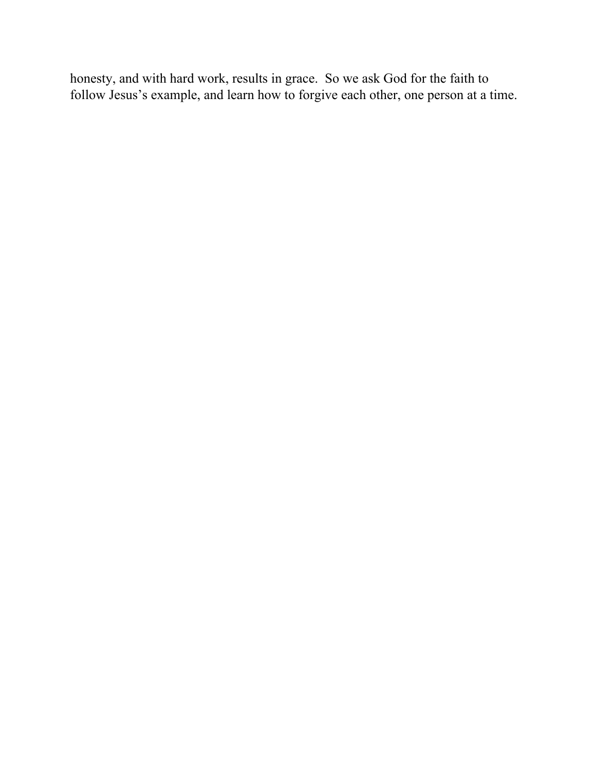honesty, and with hard work, results in grace.  So we ask God for the faith to follow Jesus's example, and learn how to forgive each other, one person at a time.